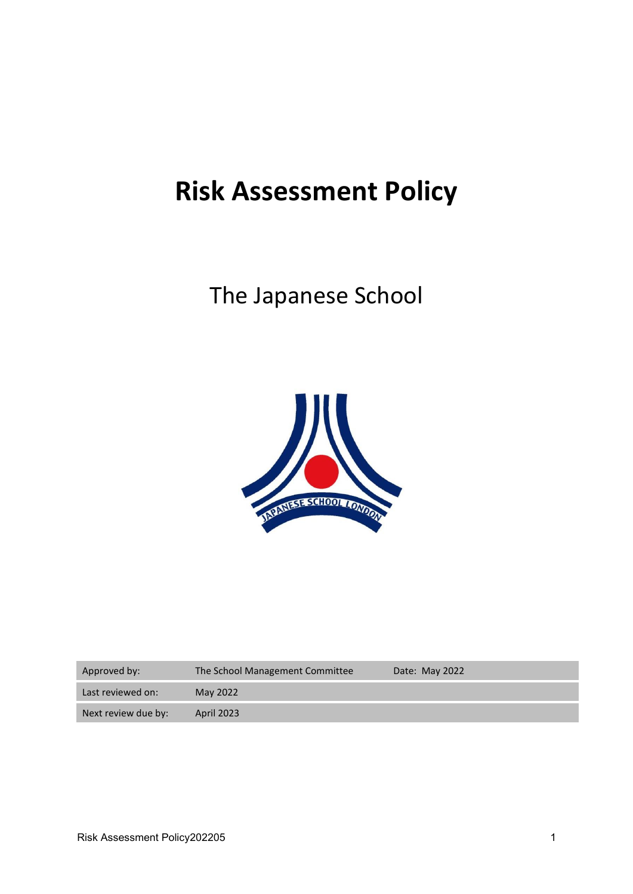# Risk Assessment Policy

The Japanese School

| Approved by: | The School Management Committee | Date: May 2022 |
|---|---|---|
| Last reviewed on: | May 2022 | |
| Next review due by: | April 2023 | |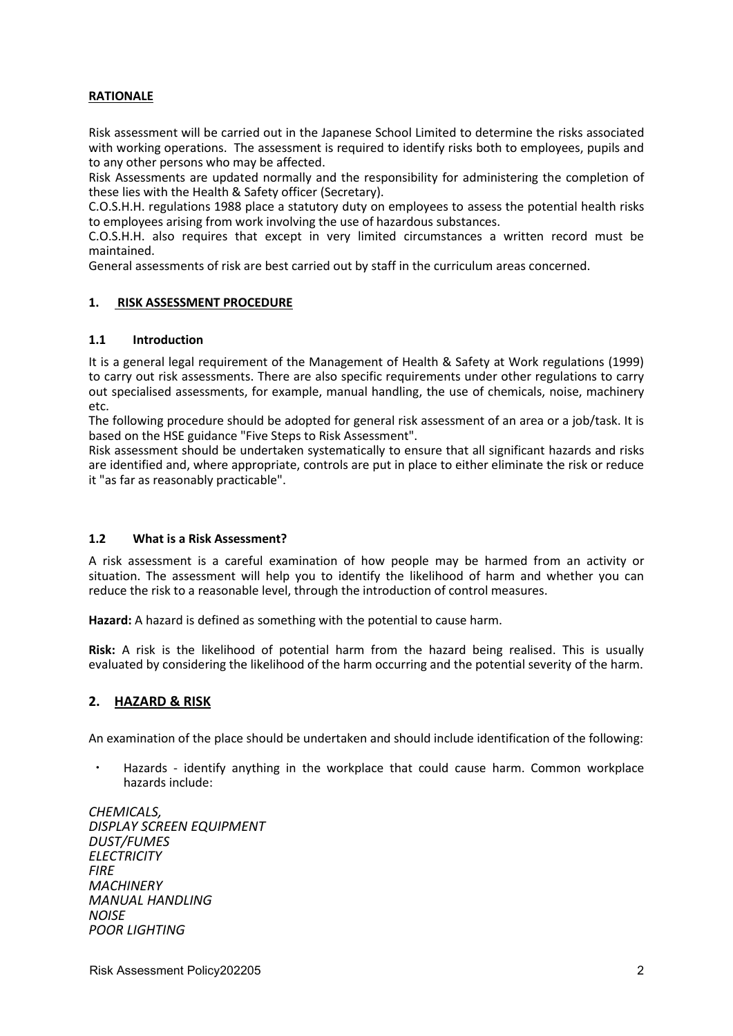**RATIONALE**

Risk assessment will be carried out in the Japanese School Limited to determine the risks associated with working operations. The assessment is required to identify risks both to employees, pupils and to any other persons who may be affected.

Risk Assessments are updated normally and the responsibility for administering the completion of these lies with the Health & Safety officer (Secretary).

C.O.S.H.H. regulations 1988 place a statutory duty on employees to assess the potential health risks to employees arising from work involving the use of hazardous substances.

C.O.S.H.H. also requires that except in very limited circumstances a written record must be maintained.

General assessments of risk are best carried out by staff in the curriculum areas concerned.

## 1. RISK ASSESSMENT PROCEDURE

### 1.1 Introduction

It is a general legal requirement of the Management of Health & Safety at Work regulations (1999) to carry out risk assessments. There are also specific requirements under other regulations to carry out specialised assessments, for example, manual handling, the use of chemicals, noise, machinery etc.

The following procedure should be adopted for general risk assessment of an area or a job/task. It is based on the HSE guidance "Five Steps to Risk Assessment".

Risk assessment should be undertaken systematically to ensure that all significant hazards and risks are identified and, where appropriate, controls are put in place to either eliminate the risk or reduce it "as far as reasonably practicable".

### 1.2 What is a Risk Assessment?

A risk assessment is a careful examination of how people may be harmed from an activity or situation. The assessment will help you to identify the likelihood of harm and whether you can reduce the risk to a reasonable level, through the introduction of control measures.

**Hazard:** A hazard is defined as something with the potential to cause harm.

**Risk:** A risk is the likelihood of potential harm from the hazard being realised. This is usually evaluated by considering the likelihood of the harm occurring and the potential severity of the harm.

## 2. HAZARD & RISK

An examination of the place should be undertaken and should include identification of the following:

- Hazards - identify anything in the workplace that could cause harm. Common workplace hazards include:

*CHEMICALS,*
*DISPLAY SCREEN EQUIPMENT*
*DUST/FUMES*
*ELECTRICITY*
*FIRE*
*MACHINERY*
*MANUAL HANDLING*
*NOISE*
*POOR LIGHTING*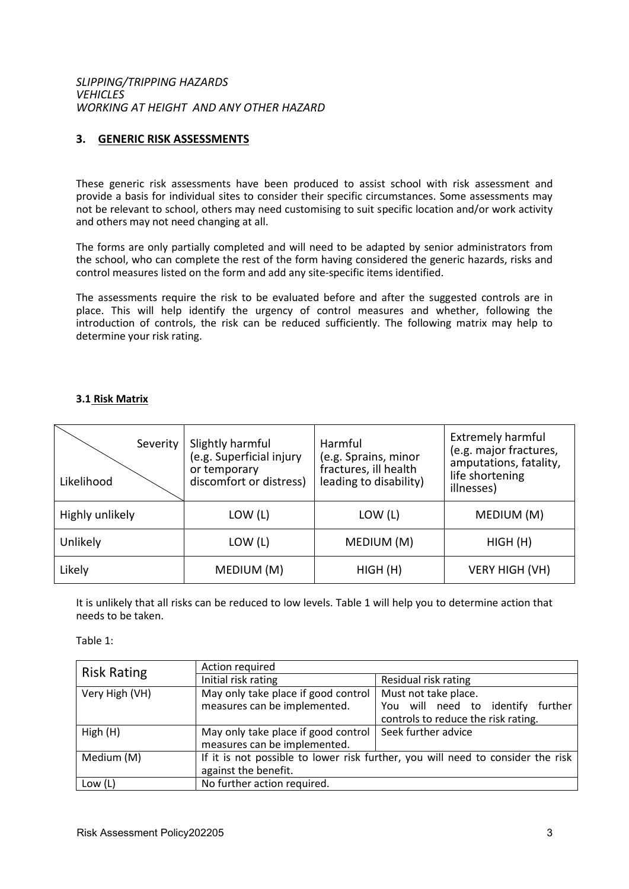*SLIPPING/TRIPPING HAZARDS*
*VEHICLES*
*WORKING AT HEIGHT AND ANY OTHER HAZARD*

## 3. GENERIC RISK ASSESSMENTS

These generic risk assessments have been produced to assist school with risk assessment and provide a basis for individual sites to consider their specific circumstances. Some assessments may not be relevant to school, others may need customising to suit specific location and/or work activity and others may not need changing at all.

The forms are only partially completed and will need to be adapted by senior administrators from the school, who can complete the rest of the form having considered the generic hazards, risks and control measures listed on the form and add any site-specific items identified.

The assessments require the risk to be evaluated before and after the suggested controls are in place. This will help identify the urgency of control measures and whether, following the introduction of controls, the risk can be reduced sufficiently. The following matrix may help to determine your risk rating.

### 3.1 Risk Matrix

| Severity / Likelihood | Slightly harmful (e.g. Superficial injury or temporary discomfort or distress) | Harmful (e.g. Sprains, minor fractures, ill health leading to disability) | Extremely harmful (e.g. major fractures, amputations, fatality, life shortening illnesses) |
|---|---|---|---|
| Highly unlikely | LOW (L) | LOW (L) | MEDIUM (M) |
| Unlikely | LOW (L) | MEDIUM (M) | HIGH (H) |
| Likely | MEDIUM (M) | HIGH (H) | VERY HIGH (VH) |

It is unlikely that all risks can be reduced to low levels. Table 1 will help you to determine action that needs to be taken.

Table 1:

| Risk Rating | Action required | |
|---|---|---|
| | Initial risk rating | Residual risk rating |
| Very High (VH) | May only take place if good control measures can be implemented. | Must not take place. You will need to identify further controls to reduce the risk rating. |
| High (H) | May only take place if good control measures can be implemented. | Seek further advice |
| Medium (M) | If it is not possible to lower risk further, you will need to consider the risk against the benefit. | |
| Low (L) | No further action required. | |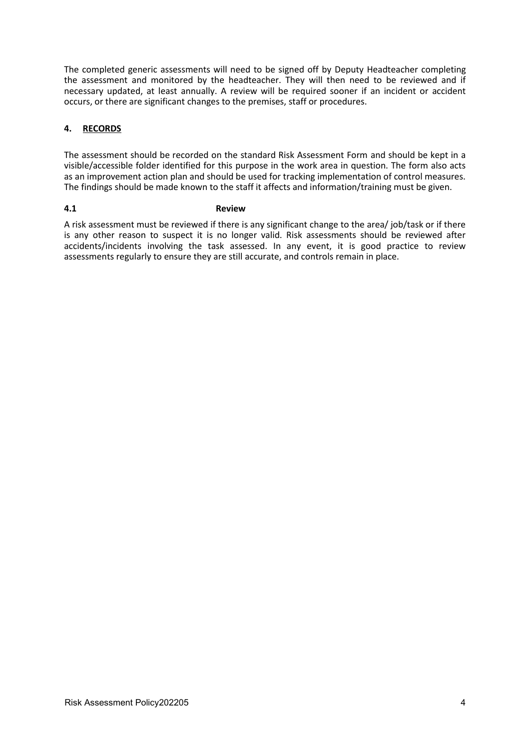The completed generic assessments will need to be signed off by Deputy Headteacher completing the assessment and monitored by the headteacher. They will then need to be reviewed and if necessary updated, at least annually. A review will be required sooner if an incident or accident occurs, or there are significant changes to the premises, staff or procedures.

## 4. RECORDS

The assessment should be recorded on the standard Risk Assessment Form and should be kept in a visible/accessible folder identified for this purpose in the work area in question. The form also acts as an improvement action plan and should be used for tracking implementation of control measures. The findings should be made known to the staff it affects and information/training must be given.

### 4.1 Review

A risk assessment must be reviewed if there is any significant change to the area/ job/task or if there is any other reason to suspect it is no longer valid. Risk assessments should be reviewed after accidents/incidents involving the task assessed. In any event, it is good practice to review assessments regularly to ensure they are still accurate, and controls remain in place.